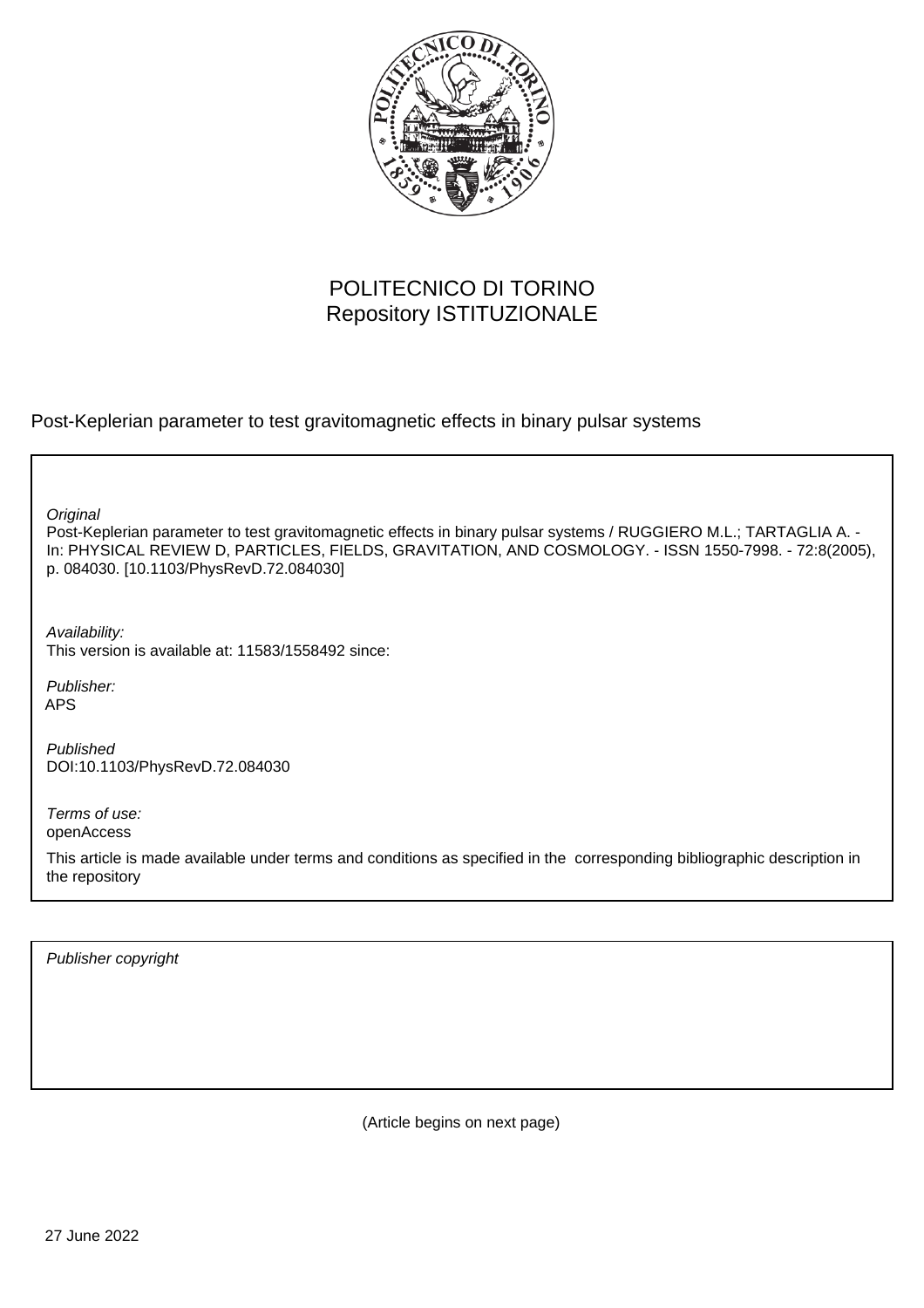POLITECNICO DI TORINO
Repository ISTITUZIONALE

Post-Keplerian parameter to test gravitomagnetic effects in binary pulsar systems

*Original*

Post-Keplerian parameter to test gravitomagnetic effects in binary pulsar systems / RUGGIERO M.L.; TARTAGLIA A. - In: PHYSICAL REVIEW D, PARTICLES, FIELDS, GRAVITATION, AND COSMOLOGY. - ISSN 1550-7998. - 72:8(2005), p. 084030. [10.1103/PhysRevD.72.084030]

*Availability:*

This version is available at: 11583/1558492 since:

*Publisher:*

APS

*Published*

DOI:10.1103/PhysRevD.72.084030

*Terms of use:*

openAccess

This article is made available under terms and conditions as specified in the corresponding bibliographic description in the repository

*Publisher copyright*

(Article begins on next page)

27 June 2022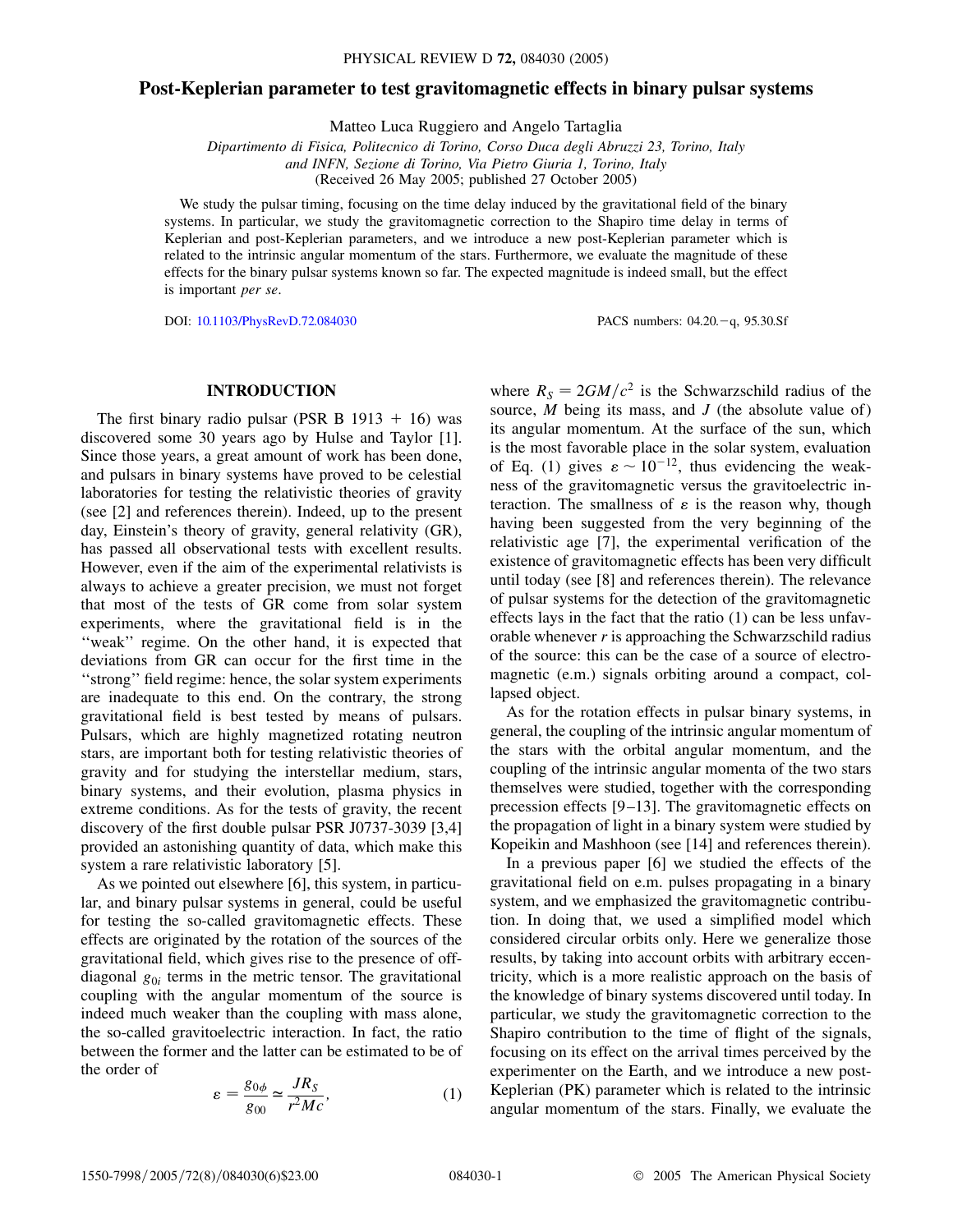# Post-Keplerian parameter to test gravitomagnetic effects in binary pulsar systems

Matteo Luca Ruggiero and Angelo Tartaglia

*Dipartimento di Fisica, Politecnico di Torino, Corso Duca degli Abruzzi 23, Torino, Italy*
*and INFN, Sezione di Torino, Via Pietro Giuria 1, Torino, Italy*
(Received 26 May 2005; published 27 October 2005)

We study the pulsar timing, focusing on the time delay induced by the gravitational field of the binary systems. In particular, we study the gravitomagnetic correction to the Shapiro time delay in terms of Keplerian and post-Keplerian parameters, and we introduce a new post-Keplerian parameter which is related to the intrinsic angular momentum of the stars. Furthermore, we evaluate the magnitude of these effects for the binary pulsar systems known so far. The expected magnitude is indeed small, but the effect is important *per se*.

DOI: 10.1103/PhysRevD.72.084030 PACS numbers: 04.20.−q, 95.30.Sf

## INTRODUCTION

The first binary radio pulsar (PSR B 1913 + 16) was discovered some 30 years ago by Hulse and Taylor [1]. Since those years, a great amount of work has been done, and pulsars in binary systems have proved to be celestial laboratories for testing the relativistic theories of gravity (see [2] and references therein). Indeed, up to the present day, Einstein's theory of gravity, general relativity (GR), has passed all observational tests with excellent results. However, even if the aim of the experimental relativists is always to achieve a greater precision, we must not forget that most of the tests of GR come from solar system experiments, where the gravitational field is in the "weak" regime. On the other hand, it is expected that deviations from GR can occur for the first time in the "strong" field regime: hence, the solar system experiments are inadequate to this end. On the contrary, the strong gravitational field is best tested by means of pulsars. Pulsars, which are highly magnetized rotating neutron stars, are important both for testing relativistic theories of gravity and for studying the interstellar medium, stars, binary systems, and their evolution, plasma physics in extreme conditions. As for the tests of gravity, the recent discovery of the first double pulsar PSR J0737-3039 [3,4] provided an astonishing quantity of data, which make this system a rare relativistic laboratory [5].

As we pointed out elsewhere [6], this system, in particular, and binary pulsar systems in general, could be useful for testing the so-called gravitomagnetic effects. These effects are originated by the rotation of the sources of the gravitational field, which gives rise to the presence of off-diagonal $g_{0i}$ terms in the metric tensor. The gravitational coupling with the angular momentum of the source is indeed much weaker than the coupling with mass alone, the so-called gravitoelectric interaction. In fact, the ratio between the former and the latter can be estimated to be of the order of

$$\varepsilon = \frac{g_{0\phi}}{g_{00}} \simeq \frac{JR_S}{r^2Mc}, \tag{1}$$

where $R_S = 2GM/c^2$ is the Schwarzschild radius of the source, $M$ being its mass, and $J$ (the absolute value of) its angular momentum. At the surface of the sun, which is the most favorable place in the solar system, evaluation of Eq. (1) gives $\varepsilon \sim 10^{-12}$, thus evidencing the weakness of the gravitomagnetic versus the gravitoelectric interaction. The smallness of $\varepsilon$ is the reason why, though having been suggested from the very beginning of the relativistic age [7], the experimental verification of the existence of gravitomagnetic effects has been very difficult until today (see [8] and references therein). The relevance of pulsar systems for the detection of the gravitomagnetic effects lays in the fact that the ratio (1) can be less unfavorable whenever $r$ is approaching the Schwarzschild radius of the source: this can be the case of a source of electromagnetic (e.m.) signals orbiting around a compact, collapsed object.

As for the rotation effects in pulsar binary systems, in general, the coupling of the intrinsic angular momentum of the stars with the orbital angular momentum, and the coupling of the intrinsic angular momenta of the two stars themselves were studied, together with the corresponding precession effects [9–13]. The gravitomagnetic effects on the propagation of light in a binary system were studied by Kopeikin and Mashhoon (see [14] and references therein).

In a previous paper [6] we studied the effects of the gravitational field on e.m. pulses propagating in a binary system, and we emphasized the gravitomagnetic contribution. In doing that, we used a simplified model which considered circular orbits only. Here we generalize those results, by taking into account orbits with arbitrary eccentricity, which is a more realistic approach on the basis of the knowledge of binary systems discovered until today. In particular, we study the gravitomagnetic correction to the Shapiro contribution to the time of flight of the signals, focusing on its effect on the arrival times perceived by the experimenter on the Earth, and we introduce a new post-Keplerian (PK) parameter which is related to the intrinsic angular momentum of the stars. Finally, we evaluate the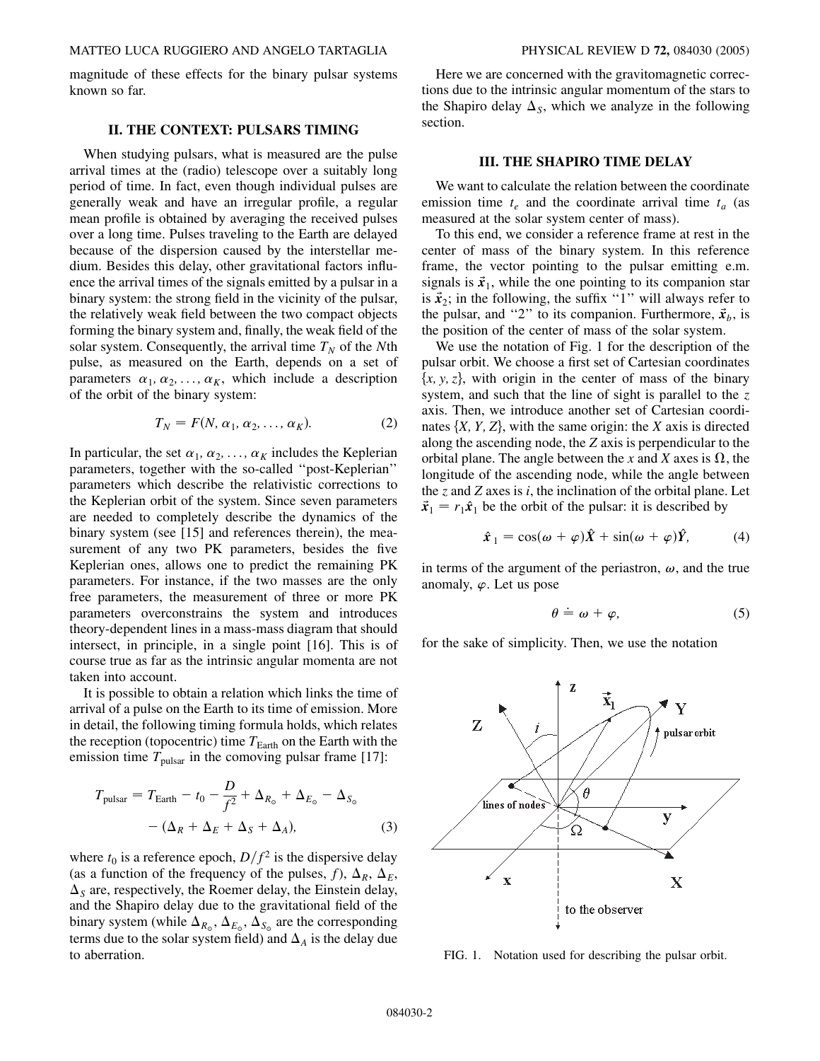magnitude of these effects for the binary pulsar systems known so far.

## II. THE CONTEXT: PULSARS TIMING

When studying pulsars, what is measured are the pulse arrival times at the (radio) telescope over a suitably long period of time. In fact, even though individual pulses are generally weak and have an irregular profile, a regular mean profile is obtained by averaging the received pulses over a long time. Pulses traveling to the Earth are delayed because of the dispersion caused by the interstellar medium. Besides this delay, other gravitational factors influence the arrival times of the signals emitted by a pulsar in a binary system: the strong field in the vicinity of the pulsar, the relatively weak field between the two compact objects forming the binary system and, finally, the weak field of the solar system. Consequently, the arrival time $T_N$ of the $N$th pulse, as measured on the Earth, depends on a set of parameters $\alpha_1, \alpha_2, \ldots, \alpha_K$, which include a description of the orbit of the binary system:

$$T_N = F(N, \alpha_1, \alpha_2, \ldots, \alpha_K). \tag{2}$$

In particular, the set $\alpha_1, \alpha_2, \ldots, \alpha_K$ includes the Keplerian parameters, together with the so-called ''post-Keplerian'' parameters which describe the relativistic corrections to the Keplerian orbit of the system. Since seven parameters are needed to completely describe the dynamics of the binary system (see [15] and references therein), the measurement of any two PK parameters, besides the five Keplerian ones, allows one to predict the remaining PK parameters. For instance, if the two masses are the only free parameters, the measurement of three or more PK parameters overconstrains the system and introduces theory-dependent lines in a mass-mass diagram that should intersect, in principle, in a single point [16]. This is of course true as far as the intrinsic angular momenta are not taken into account.

It is possible to obtain a relation which links the time of arrival of a pulse on the Earth to its time of emission. More in detail, the following timing formula holds, which relates the reception (topocentric) time $T_{\mathrm{Earth}}$ on the Earth with the emission time $T_{\mathrm{pulsar}}$ in the comoving pulsar frame [17]:

$$T_{\mathrm{pulsar}} = T_{\mathrm{Earth}} - t_0 - \frac{D}{f^2} + \Delta_{R_\odot} + \Delta_{E_\odot} - \Delta_{S_\odot} - (\Delta_R + \Delta_E + \Delta_S + \Delta_A), \tag{3}$$

where $t_0$ is a reference epoch, $D/f^2$ is the dispersive delay (as a function of the frequency of the pulses, $f$), $\Delta_R$, $\Delta_E$, $\Delta_S$ are, respectively, the Roemer delay, the Einstein delay, and the Shapiro delay due to the gravitational field of the binary system (while $\Delta_{R_\odot}$, $\Delta_{E_\odot}$, $\Delta_{S_\odot}$ are the corresponding terms due to the solar system field) and $\Delta_A$ is the delay due to aberration.

Here we are concerned with the gravitomagnetic corrections due to the intrinsic angular momentum of the stars to the Shapiro delay $\Delta_S$, which we analyze in the following section.

## III. THE SHAPIRO TIME DELAY

We want to calculate the relation between the coordinate emission time $t_e$ and the coordinate arrival time $t_a$ (as measured at the solar system center of mass).

To this end, we consider a reference frame at rest in the center of mass of the binary system. In this reference frame, the vector pointing to the pulsar emitting e.m. signals is $\vec{x}_1$, while the one pointing to its companion star is $\vec{x}_2$; in the following, the suffix ''1'' will always refer to the pulsar, and ''2'' to its companion. Furthermore, $\vec{x}_b$, is the position of the center of mass of the solar system.

We use the notation of Fig. 1 for the description of the pulsar orbit. We choose a first set of Cartesian coordinates $\{x, y, z\}$, with origin in the center of mass of the binary system, and such that the line of sight is parallel to the $z$ axis. Then, we introduce another set of Cartesian coordinates $\{X, Y, Z\}$, with the same origin: the $X$ axis is directed along the ascending node, the $Z$ axis is perpendicular to the orbital plane. The angle between the $x$ and $X$ axes is $\Omega$, the longitude of the ascending node, while the angle between the $z$ and $Z$ axes is $i$, the inclination of the orbital plane. Let $\vec{x}_1 = r_1\hat{x}_1$ be the orbit of the pulsar: it is described by

$$\hat{x}_1 = \cos(\omega + \varphi)\hat{X} + \sin(\omega + \varphi)\hat{Y}, \tag{4}$$

in terms of the argument of the periastron, $\omega$, and the true anomaly, $\varphi$. Let us pose

$$\theta \doteq \omega + \varphi, \tag{5}$$

for the sake of simplicity. Then, we use the notation

FIG. 1. Notation used for describing the pulsar orbit.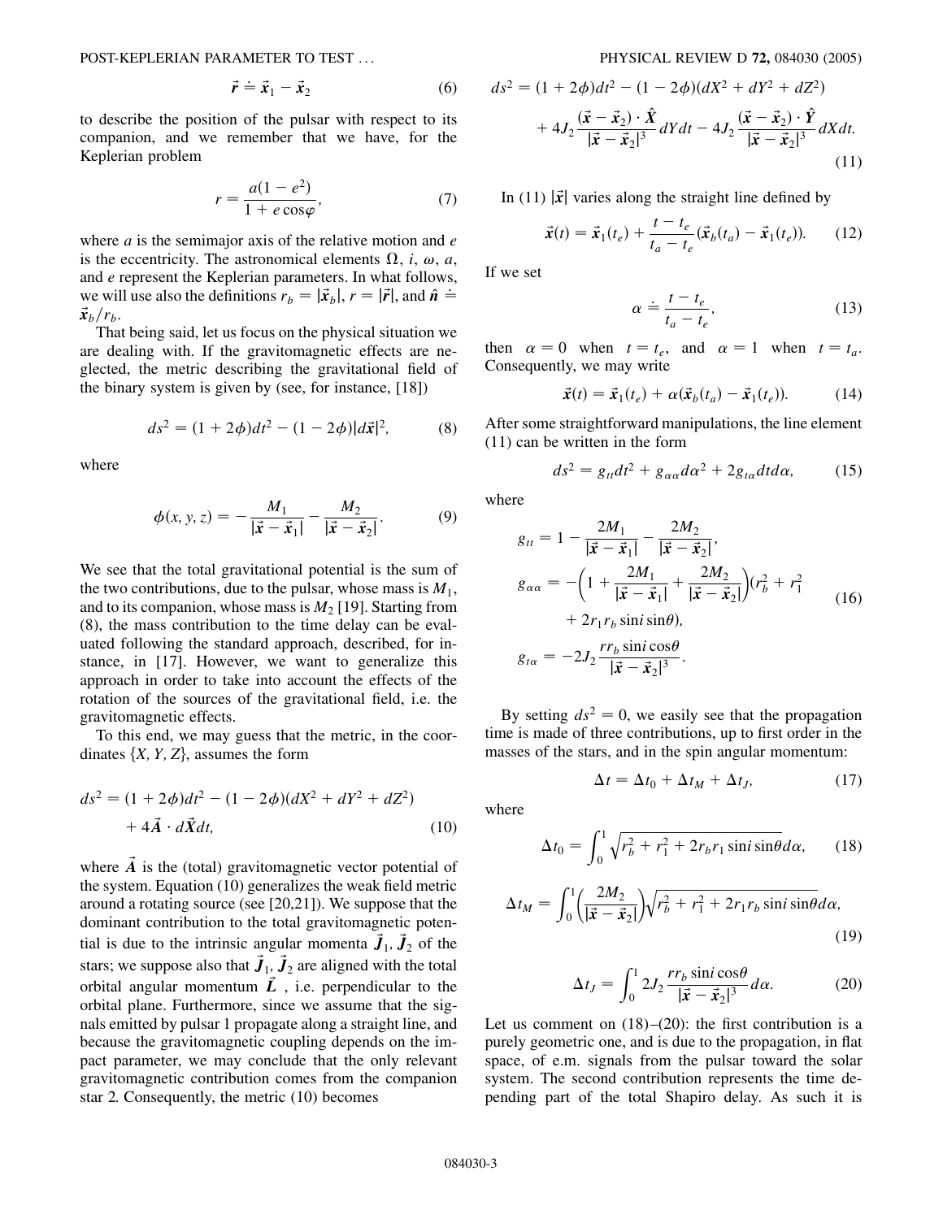$$\vec{r} \doteq \vec{x}_1 - \vec{x}_2 \tag{6}$$

to describe the position of the pulsar with respect to its companion, and we remember that we have, for the Keplerian problem

$$r = \frac{a(1-e^2)}{1+e\cos\varphi}, \tag{7}$$

where $a$ is the semimajor axis of the relative motion and $e$ is the eccentricity. The astronomical elements $\Omega$, $i$, $\omega$, $a$, and $e$ represent the Keplerian parameters. In what follows, we will use also the definitions $r_b = |\vec{x}_b|$, $r = |\vec{r}|$, and $\hat{\boldsymbol{n}} \doteq \vec{x}_b/r_b$.

That being said, let us focus on the physical situation we are dealing with. If the gravitomagnetic effects are neglected, the metric describing the gravitational field of the binary system is given by (see, for instance, [18])

$$ds^2 = (1+2\phi)dt^2 - (1-2\phi)|d\vec{x}|^2, \tag{8}$$

where

$$\phi(x, y, z) = -\frac{M_1}{|\vec{x}-\vec{x}_1|} - \frac{M_2}{|\vec{x}-\vec{x}_2|}. \tag{9}$$

We see that the total gravitational potential is the sum of the two contributions, due to the pulsar, whose mass is $M_1$, and to its companion, whose mass is $M_2$ [19]. Starting from (8), the mass contribution to the time delay can be evaluated following the standard approach, described, for instance, in [17]. However, we want to generalize this approach in order to take into account the effects of the rotation of the sources of the gravitational field, i.e. the gravitomagnetic effects.

To this end, we may guess that the metric, in the coordinates $\{X, Y, Z\}$, assumes the form

$$ds^2 = (1+2\phi)dt^2 - (1-2\phi)(dX^2+dY^2+dZ^2) + 4\vec{A}\cdot d\vec{X}dt, \tag{10}$$

where $\vec{A}$ is the (total) gravitomagnetic vector potential of the system. Equation (10) generalizes the weak field metric around a rotating source (see [20,21]). We suppose that the dominant contribution to the total gravitomagnetic potential is due to the intrinsic angular momenta $\vec{J}_1$, $\vec{J}_2$ of the stars; we suppose also that $\vec{J}_1$, $\vec{J}_2$ are aligned with the total orbital angular momentum $\vec{L}$, i.e. perpendicular to the orbital plane. Furthermore, since we assume that the signals emitted by pulsar 1 propagate along a straight line, and because the gravitomagnetic coupling depends on the impact parameter, we may conclude that the only relevant gravitomagnetic contribution comes from the companion star 2. Consequently, the metric (10) becomes

$$ds^2 = (1+2\phi)dt^2 - (1-2\phi)(dX^2+dY^2+dZ^2) + 4J_2\frac{(\vec{x}-\vec{x}_2)\cdot\hat{\boldsymbol{X}}}{|\vec{x}-\vec{x}_2|^3}dYdt - 4J_2\frac{(\vec{x}-\vec{x}_2)\cdot\hat{\boldsymbol{Y}}}{|\vec{x}-\vec{x}_2|^3}dXdt. \tag{11}$$

In (11) $|\vec{x}|$ varies along the straight line defined by

$$\vec{x}(t) = \vec{x}_1(t_e) + \frac{t-t_e}{t_a-t_e}(\vec{x}_b(t_a) - \vec{x}_1(t_e)). \tag{12}$$

If we set

$$\alpha \doteq \frac{t-t_e}{t_a-t_e}, \tag{13}$$

then $\alpha = 0$ when $t = t_e$, and $\alpha = 1$ when $t = t_a$. Consequently, we may write

$$\vec{x}(t) = \vec{x}_1(t_e) + \alpha(\vec{x}_b(t_a) - \vec{x}_1(t_e)). \tag{14}$$

After some straightforward manipulations, the line element (11) can be written in the form

$$ds^2 = g_{tt}dt^2 + g_{\alpha\alpha}d\alpha^2 + 2g_{t\alpha}dtd\alpha, \tag{15}$$

where

$$\begin{aligned}
g_{tt} &= 1 - \frac{2M_1}{|\vec{x}-\vec{x}_1|} - \frac{2M_2}{|\vec{x}-\vec{x}_2|}, \\
g_{\alpha\alpha} &= -\left(1 + \frac{2M_1}{|\vec{x}-\vec{x}_1|} + \frac{2M_2}{|\vec{x}-\vec{x}_2|}\right)(r_b^2 + r_1^2 + 2r_1r_b\sin i\sin\theta), \\
g_{t\alpha} &= -2J_2\frac{rr_b\sin i\cos\theta}{|\vec{x}-\vec{x}_2|^3}.
\end{aligned} \tag{16}$$

By setting $ds^2 = 0$, we easily see that the propagation time is made of three contributions, up to first order in the masses of the stars, and in the spin angular momentum:

$$\Delta t = \Delta t_0 + \Delta t_M + \Delta t_J, \tag{17}$$

where

$$\Delta t_0 = \int_0^1 \sqrt{r_b^2 + r_1^2 + 2r_br_1\sin i\sin\theta}\,d\alpha, \tag{18}$$

$$\Delta t_M = \int_0^1 \left(\frac{2M_2}{|\vec{x}-\vec{x}_2|}\right)\sqrt{r_b^2 + r_1^2 + 2r_1r_b\sin i\sin\theta}\,d\alpha, \tag{19}$$

$$\Delta t_J = \int_0^1 2J_2\frac{rr_b\sin i\cos\theta}{|\vec{x}-\vec{x}_2|^3}d\alpha. \tag{20}$$

Let us comment on (18)–(20): the first contribution is a purely geometric one, and is due to the propagation, in flat space, of e.m. signals from the pulsar toward the solar system. The second contribution represents the time depending part of the total Shapiro delay. As such it is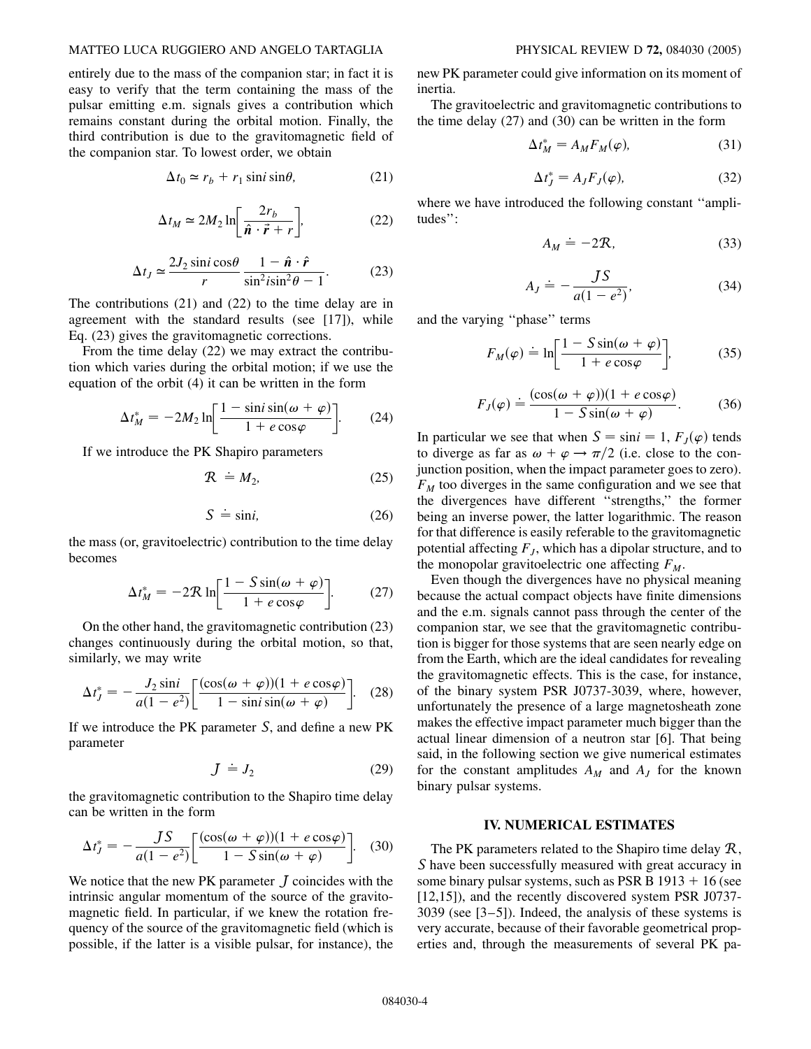entirely due to the mass of the companion star; in fact it is easy to verify that the term containing the mass of the pulsar emitting e.m. signals gives a contribution which remains constant during the orbital motion. Finally, the third contribution is due to the gravitomagnetic field of the companion star. To lowest order, we obtain

$$\Delta t_0 \simeq r_b + r_1 \sin i \sin\theta, \tag{21}$$

$$\Delta t_M \simeq 2M_2 \ln\left[\frac{2r_b}{\hat{\boldsymbol{n}} \cdot \vec{r} + r}\right], \tag{22}$$

$$\Delta t_J \simeq \frac{2J_2 \sin i \cos\theta}{r} \frac{1 - \hat{\boldsymbol{n}} \cdot \hat{\boldsymbol{r}}}{\sin^2 i \sin^2\theta - 1}. \tag{23}$$

The contributions (21) and (22) to the time delay are in agreement with the standard results (see [17]), while Eq. (23) gives the gravitomagnetic corrections.

From the time delay (22) we may extract the contribution which varies during the orbital motion; if we use the equation of the orbit (4) it can be written in the form

$$\Delta t_M^* = -2M_2 \ln\left[\frac{1 - \sin i \sin(\omega + \varphi)}{1 + e\cos\varphi}\right]. \tag{24}$$

If we introduce the PK Shapiro parameters

$$\mathcal{R} \doteq M_2, \tag{25}$$

$$\mathcal{S} \doteq \sin i, \tag{26}$$

the mass (or, gravitoelectric) contribution to the time delay becomes

$$\Delta t_M^* = -2\mathcal{R} \ln\left[\frac{1 - \mathcal{S}\sin(\omega + \varphi)}{1 + e\cos\varphi}\right]. \tag{27}$$

On the other hand, the gravitomagnetic contribution (23) changes continuously during the orbital motion, so that, similarly, we may write

$$\Delta t_J^* = -\frac{J_2 \sin i}{a(1 - e^2)}\left[\frac{(\cos(\omega + \varphi))(1 + e\cos\varphi)}{1 - \sin i \sin(\omega + \varphi)}\right]. \tag{28}$$

If we introduce the PK parameter $\mathcal{S}$, and define a new PK parameter

$$\mathcal{J} \doteq J_2 \tag{29}$$

the gravitomagnetic contribution to the Shapiro time delay can be written in the form

$$\Delta t_J^* = -\frac{\mathcal{J}\mathcal{S}}{a(1 - e^2)}\left[\frac{(\cos(\omega + \varphi))(1 + e\cos\varphi)}{1 - \mathcal{S}\sin(\omega + \varphi)}\right]. \tag{30}$$

We notice that the new PK parameter $\mathcal{J}$ coincides with the intrinsic angular momentum of the source of the gravitomagnetic field. In particular, if we knew the rotation frequency of the source of the gravitomagnetic field (which is possible, if the latter is a visible pulsar, for instance), the new PK parameter could give information on its moment of inertia.

The gravitoelectric and gravitomagnetic contributions to the time delay (27) and (30) can be written in the form

$$\Delta t_M^* = A_M F_M(\varphi), \tag{31}$$

$$\Delta t_J^* = A_J F_J(\varphi), \tag{32}$$

where we have introduced the following constant "amplitudes":

$$A_M \doteq -2\mathcal{R}, \tag{33}$$

$$A_J \doteq -\frac{\mathcal{J}\mathcal{S}}{a(1 - e^2)}, \tag{34}$$

and the varying "phase" terms

$$F_M(\varphi) \doteq \ln\left[\frac{1 - \mathcal{S}\sin(\omega + \varphi)}{1 + e\cos\varphi}\right], \tag{35}$$

$$F_J(\varphi) \doteq \frac{(\cos(\omega + \varphi))(1 + e\cos\varphi)}{1 - \mathcal{S}\sin(\omega + \varphi)}. \tag{36}$$

In particular we see that when $\mathcal{S} = \sin i = 1$, $F_J(\varphi)$ tends to diverge as far as $\omega + \varphi \to \pi/2$ (i.e. close to the conjunction position, when the impact parameter goes to zero). $F_M$ too diverges in the same configuration and we see that the divergences have different "strengths," the former being an inverse power, the latter logarithmic. The reason for that difference is easily referable to the gravitomagnetic potential affecting $F_J$, which has a dipolar structure, and to the monopolar gravitoelectric one affecting $F_M$.

Even though the divergences have no physical meaning because the actual compact objects have finite dimensions and the e.m. signals cannot pass through the center of the companion star, we see that the gravitomagnetic contribution is bigger for those systems that are seen nearly edge on from the Earth, which are the ideal candidates for revealing the gravitomagnetic effects. This is the case, for instance, of the binary system PSR J0737-3039, where, however, unfortunately the presence of a large magnetosheath zone makes the effective impact parameter much bigger than the actual linear dimension of a neutron star [6]. That being said, in the following section we give numerical estimates for the constant amplitudes $A_M$ and $A_J$ for the known binary pulsar systems.

## IV. NUMERICAL ESTIMATES

The PK parameters related to the Shapiro time delay $\mathcal{R}$, $\mathcal{S}$ have been successfully measured with great accuracy in some binary pulsar systems, such as PSR B 1913 + 16 (see [12,15]), and the recently discovered system PSR J0737-3039 (see [3–5]). Indeed, the analysis of these systems is very accurate, because of their favorable geometrical properties and, through the measurements of several PK pa-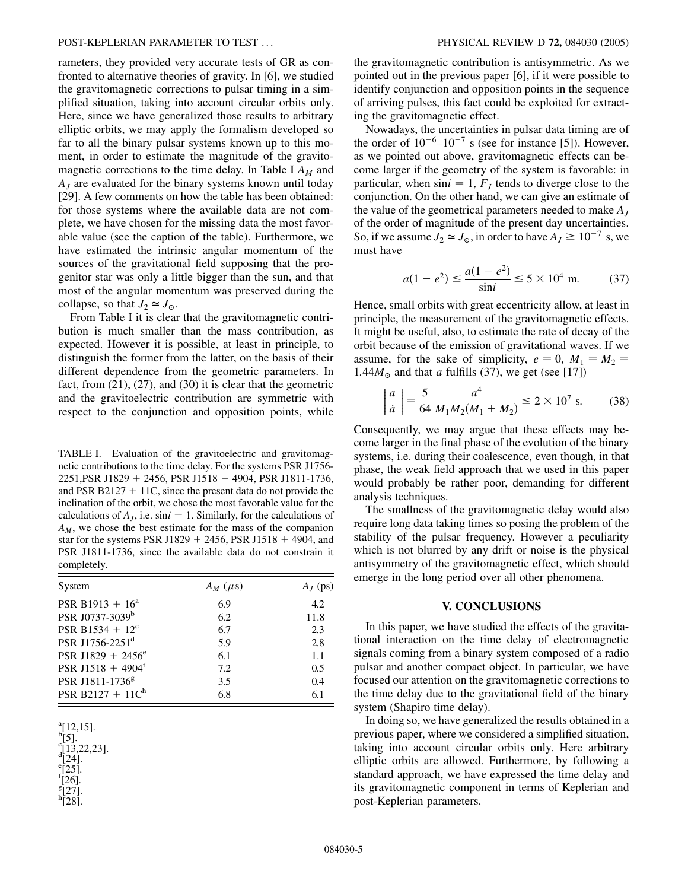rameters, they provided very accurate tests of GR as confronted to alternative theories of gravity. In [6], we studied the gravitomagnetic corrections to pulsar timing in a simplified situation, taking into account circular orbits only. Here, since we have generalized those results to arbitrary elliptic orbits, we may apply the formalism developed so far to all the binary pulsar systems known up to this moment, in order to estimate the magnitude of the gravitomagnetic corrections to the time delay. In Table I $A_M$ and $A_J$ are evaluated for the binary systems known until today [29]. A few comments on how the table has been obtained: for those systems where the available data are not complete, we have chosen for the missing data the most favorable value (see the caption of the table). Furthermore, we have estimated the intrinsic angular momentum of the sources of the gravitational field supposing that the progenitor star was only a little bigger than the sun, and that most of the angular momentum was preserved during the collapse, so that $J_2 \simeq J_\odot$.

From Table I it is clear that the gravitomagnetic contribution is much smaller than the mass contribution, as expected. However it is possible, at least in principle, to distinguish the former from the latter, on the basis of their different dependence from the geometric parameters. In fact, from (21), (27), and (30) it is clear that the geometric and the gravitoelectric contribution are symmetric with respect to the conjunction and opposition points, while the gravitomagnetic contribution is antisymmetric. As we pointed out in the previous paper [6], if it were possible to identify conjunction and opposition points in the sequence of arriving pulses, this fact could be exploited for extracting the gravitomagnetic effect.

TABLE I. Evaluation of the gravitoelectric and gravitomagnetic contributions to the time delay. For the systems PSR J1756-2251, PSR J1829 + 2456, PSR J1518 + 4904, PSR J1811-1736, and PSR B2127 + 11C, since the present data do not provide the inclination of the orbit, we chose the most favorable value for the calculations of $A_J$, i.e. $\sin i = 1$. Similarly, for the calculations of $A_M$, we chose the best estimate for the mass of the companion star for the systems PSR J1829 + 2456, PSR J1518 + 4904, and PSR J1811-1736, since the available data do not constrain it completely.

| System | $A_M$ ($\mu$s) | $A_J$ (ps) |
|---|---|---|
| PSR B1913 + 16[a] | 6.9 | 4.2 |
| PSR J0737-3039[b] | 6.2 | 11.8 |
| PSR B1534 + 12[c] | 6.7 | 2.3 |
| PSR J1756-2251[d] | 5.9 | 2.8 |
| PSR J1829 + 2456[e] | 6.1 | 1.1 |
| PSR J1518 + 4904[f] | 7.2 | 0.5 |
| PSR J1811-1736[g] | 3.5 | 0.4 |
| PSR B2127 + 11C[h] | 6.8 | 6.1 |

[a][12,15].
[b][5].
[c][13,22,23].
[d][24].
[e][25].
[f][26].
[g][27].
[h][28].

Nowadays, the uncertainties in pulsar data timing are of the order of $10^{-6}$–$10^{-7}$ s (see for instance [5]). However, as we pointed out above, gravitomagnetic effects can become larger if the geometry of the system is favorable: in particular, when $\sin i = 1$, $F_J$ tends to diverge close to the conjunction. On the other hand, we can give an estimate of the value of the geometrical parameters needed to make $A_J$ of the order of magnitude of the present day uncertainties. So, if we assume $J_2 \simeq J_\odot$, in order to have $A_J \geq 10^{-7}$ s, we must have

$$a(1 - e^2) \leq \frac{a(1 - e^2)}{\sin i} \leq 5 \times 10^4 \text{ m}. \tag{37}$$

Hence, small orbits with great eccentricity allow, at least in principle, the measurement of the gravitomagnetic effects. It might be useful, also, to estimate the rate of decay of the orbit because of the emission of gravitational waves. If we assume, for the sake of simplicity, $e = 0$, $M_1 = M_2 = 1.44 M_\odot$ and that $a$ fulfills (37), we get (see [17])

$$\left| \frac{a}{\dot{a}} \right| = \frac{5}{64} \frac{a^4}{M_1 M_2 (M_1 + M_2)} \leq 2 \times 10^7 \text{ s}. \tag{38}$$

Consequently, we may argue that these effects may become larger in the final phase of the evolution of the binary systems, i.e. during their coalescence, even though, in that phase, the weak field approach that we used in this paper would probably be rather poor, demanding for different analysis techniques.

The smallness of the gravitomagnetic delay would also require long data taking times so posing the problem of the stability of the pulsar frequency. However a peculiarity which is not blurred by any drift or noise is the physical antisymmetry of the gravitomagnetic effect, which should emerge in the long period over all other phenomena.

## V. CONCLUSIONS

In this paper, we have studied the effects of the gravitational interaction on the time delay of electromagnetic signals coming from a binary system composed of a radio pulsar and another compact object. In particular, we have focused our attention on the gravitomagnetic corrections to the time delay due to the gravitational field of the binary system (Shapiro time delay).

In doing so, we have generalized the results obtained in a previous paper, where we considered a simplified situation, taking into account circular orbits only. Here arbitrary elliptic orbits are allowed. Furthermore, by following a standard approach, we have expressed the time delay and its gravitomagnetic component in terms of Keplerian and post-Keplerian parameters.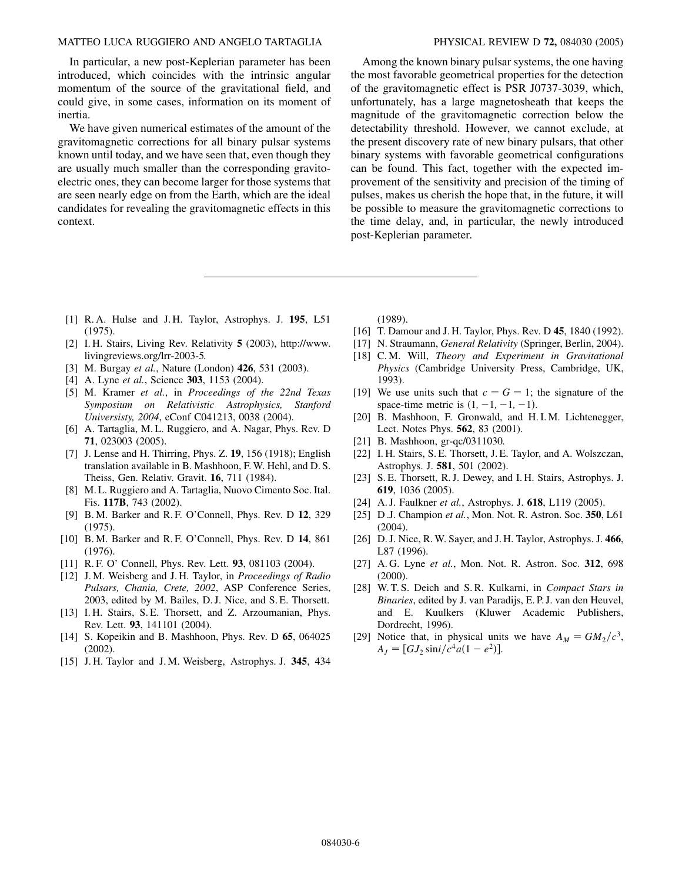In particular, a new post-Keplerian parameter has been introduced, which coincides with the intrinsic angular momentum of the source of the gravitational field, and could give, in some cases, information on its moment of inertia.

We have given numerical estimates of the amount of the gravitomagnetic corrections for all binary pulsar systems known until today, and we have seen that, even though they are usually much smaller than the corresponding gravito-electric ones, they can become larger for those systems that are seen nearly edge on from the Earth, which are the ideal candidates for revealing the gravitomagnetic effects in this context.

Among the known binary pulsar systems, the one having the most favorable geometrical properties for the detection of the gravitomagnetic effect is PSR J0737-3039, which, unfortunately, has a large magnetosheath that keeps the magnitude of the gravitomagnetic correction below the detectability threshold. However, we cannot exclude, at the present discovery rate of new binary pulsars, that other binary systems with favorable geometrical configurations can be found. This fact, together with the expected improvement of the sensitivity and precision of the timing of pulses, makes us cherish the hope that, in the future, it will be possible to measure the gravitomagnetic corrections to the time delay, and, in particular, the newly introduced post-Keplerian parameter.

---

[1] R. A. Hulse and J. H. Taylor, Astrophys. J. **195**, L51 (1975).

[2] I. H. Stairs, Living Rev. Relativity **5** (2003), http://www.livingreviews.org/lrr-2003-5.

[3] M. Burgay *et al.*, Nature (London) **426**, 531 (2003).

[4] A. Lyne *et al.*, Science **303**, 1153 (2004).

[5] M. Kramer *et al.*, in *Proceedings of the 22nd Texas Symposium on Relativistic Astrophysics, Stanford Universisty, 2004*, eConf C041213, 0038 (2004).

[6] A. Tartaglia, M. L. Ruggiero, and A. Nagar, Phys. Rev. D **71**, 023003 (2005).

[7] J. Lense and H. Thirring, Phys. Z. **19**, 156 (1918); English translation available in B. Mashhoon, F. W. Hehl, and D. S. Theiss, Gen. Relativ. Gravit. **16**, 711 (1984).

[8] M. L. Ruggiero and A. Tartaglia, Nuovo Cimento Soc. Ital. Fis. **117B**, 743 (2002).

[9] B. M. Barker and R. F. O'Connell, Phys. Rev. D **12**, 329 (1975).

[10] B. M. Barker and R. F. O'Connell, Phys. Rev. D **14**, 861 (1976).

[11] R. F. O' Connell, Phys. Rev. Lett. **93**, 081103 (2004).

[12] J. M. Weisberg and J. H. Taylor, in *Proceedings of Radio Pulsars, Chania, Crete, 2002*, ASP Conference Series, 2003, edited by M. Bailes, D. J. Nice, and S. E. Thorsett.

[13] I. H. Stairs, S. E. Thorsett, and Z. Arzoumanian, Phys. Rev. Lett. **93**, 141101 (2004).

[14] S. Kopeikin and B. Mashhoon, Phys. Rev. D **65**, 064025 (2002).

[15] J. H. Taylor and J. M. Weisberg, Astrophys. J. **345**, 434 (1989).

[16] T. Damour and J. H. Taylor, Phys. Rev. D **45**, 1840 (1992).

[17] N. Straumann, *General Relativity* (Springer, Berlin, 2004).

[18] C. M. Will, *Theory and Experiment in Gravitational Physics* (Cambridge University Press, Cambridge, UK, 1993).

[19] We use units such that $c = G = 1$; the signature of the space-time metric is $(1, -1, -1, -1)$.

[20] B. Mashhoon, F. Gronwald, and H. I. M. Lichtenegger, Lect. Notes Phys. **562**, 83 (2001).

[21] B. Mashhoon, gr-qc/0311030.

[22] I. H. Stairs, S. E. Thorsett, J. E. Taylor, and A. Wolszczan, Astrophys. J. **581**, 501 (2002).

[23] S. E. Thorsett, R. J. Dewey, and I. H. Stairs, Astrophys. J. **619**, 1036 (2005).

[24] A. J. Faulkner *et al.*, Astrophys. J. **618**, L119 (2005).

[25] D .J. Champion *et al.*, Mon. Not. R. Astron. Soc. **350**, L61 (2004).

[26] D. J. Nice, R. W. Sayer, and J. H. Taylor, Astrophys. J. **466**, L87 (1996).

[27] A. G. Lyne *et al.*, Mon. Not. R. Astron. Soc. **312**, 698 (2000).

[28] W. T. S. Deich and S. R. Kulkarni, in *Compact Stars in Binaries*, edited by J. van Paradijs, E. P. J. van den Heuvel, and E. Kuulkers (Kluwer Academic Publishers, Dordrecht, 1996).

[29] Notice that, in physical units we have $A_M = GM_2/c^3$, $A_J = [GJ_2 \sin i/c^4 a(1 - e^2)]$.